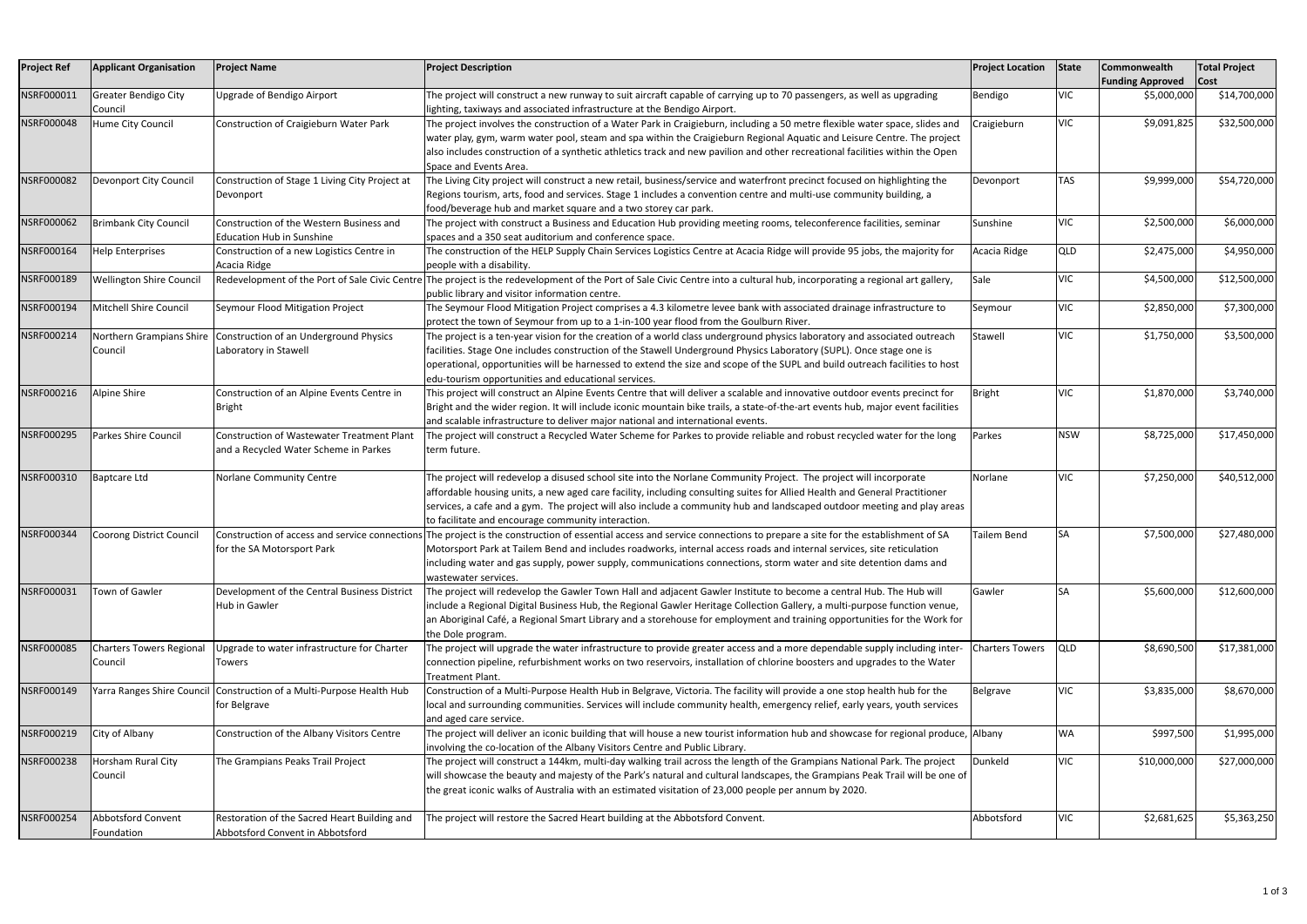| Project Ref | Applicant Organisation | Project Name | Project Description | Project Location | State | Commonwealth Funding Approved | Total Project Cost |
|---|---|---|---|---|---|---|---|
| NSRF000011 | Greater Bendigo City Council | Upgrade of Bendigo Airport | The project will construct a new runway to suit aircraft capable of carrying up to 70 passengers, as well as upgrading lighting, taxiways and associated infrastructure at the Bendigo Airport. | Bendigo | VIC | $5,000,000 | $14,700,000 |
| NSRF000048 | Hume City Council | Construction of Craigieburn Water Park | The project involves the construction of a Water Park in Craigieburn, including a 50 metre flexible water space, slides and water play, gym, warm water pool, steam and spa within the Craigieburn Regional Aquatic and Leisure Centre. The project also includes construction of a synthetic athletics track and new pavilion and other recreational facilities within the Open Space and Events Area. | Craigieburn | VIC | $9,091,825 | $32,500,000 |
| NSRF000082 | Devonport City Council | Construction of Stage 1 Living City Project at Devonport | The Living City project will construct a new retail, business/service and waterfront precinct focused on highlighting the Regions tourism, arts, food and services. Stage 1 includes a convention centre and multi-use community building, a food/beverage hub and market square and a two storey car park. | Devonport | TAS | $9,999,000 | $54,720,000 |
| NSRF000062 | Brimbank City Council | Construction of the Western Business and Education Hub in Sunshine | The project with construct a Business and Education Hub providing meeting rooms, teleconference facilities, seminar spaces and a 350 seat auditorium and conference space. | Sunshine | VIC | $2,500,000 | $6,000,000 |
| NSRF000164 | Help Enterprises | Construction of a new Logistics Centre in Acacia Ridge | The construction of the HELP Supply Chain Services Logistics Centre at Acacia Ridge will provide 95 jobs, the majority for people with a disability. | Acacia Ridge | QLD | $2,475,000 | $4,950,000 |
| NSRF000189 | Wellington Shire Council | Redevelopment of the Port of Sale Civic Centre | The project is the redevelopment of the Port of Sale Civic Centre into a cultural hub, incorporating a regional art gallery, public library and visitor information centre. | Sale | VIC | $4,500,000 | $12,500,000 |
| NSRF000194 | Mitchell Shire Council | Seymour Flood Mitigation Project | The Seymour Flood Mitigation Project comprises a 4.3 kilometre levee bank with associated drainage infrastructure to protect the town of Seymour from up to a 1-in-100 year flood from the Goulburn River. | Seymour | VIC | $2,850,000 | $7,300,000 |
| NSRF000214 | Northern Grampians Shire Council | Construction of an Underground Physics Laboratory in Stawell | The project is a ten-year vision for the creation of a world class underground physics laboratory and associated outreach facilities. Stage One includes construction of the Stawell Underground Physics Laboratory (SUPL). Once stage one is operational, opportunities will be harnessed to extend the size and scope of the SUPL and build outreach facilities to host edu-tourism opportunities and educational services. | Stawell | VIC | $1,750,000 | $3,500,000 |
| NSRF000216 | Alpine Shire | Construction of an Alpine Events Centre in Bright | This project will construct an Alpine Events Centre that will deliver a scalable and innovative outdoor events precinct for Bright and the wider region. It will include iconic mountain bike trails, a state-of-the-art events hub, major event facilities and scalable infrastructure to deliver major national and international events. | Bright | VIC | $1,870,000 | $3,740,000 |
| NSRF000295 | Parkes Shire Council | Construction of Wastewater Treatment Plant and a Recycled Water Scheme in Parkes | The project will construct a Recycled Water Scheme for Parkes to provide reliable and robust recycled water for the long term future. | Parkes | NSW | $8,725,000 | $17,450,000 |
| NSRF000310 | Baptcare Ltd | Norlane Community Centre | The project will redevelop a disused school site into the Norlane Community Project. The project will incorporate affordable housing units, a new aged care facility, including consulting suites for Allied Health and General Practitioner services, a cafe and a gym. The project will also include a community hub and landscaped outdoor meeting and play areas to facilitate and encourage community interaction. | Norlane | VIC | $7,250,000 | $40,512,000 |
| NSRF000344 | Coorong District Council | Construction of access and service connections for the SA Motorsport Park | The project is the construction of essential access and service connections to prepare a site for the establishment of SA Motorsport Park at Tailem Bend and includes roadworks, internal access roads and internal services, site reticulation including water and gas supply, power supply, communications connections, storm water and site detention dams and wastewater services. | Tailem Bend | SA | $7,500,000 | $27,480,000 |
| NSRF000031 | Town of Gawler | Development of the Central Business District Hub in Gawler | The project will redevelop the Gawler Town Hall and adjacent Gawler Institute to become a central Hub. The Hub will include a Regional Digital Business Hub, the Regional Gawler Heritage Collection Gallery, a multi-purpose function venue, an Aboriginal Café, a Regional Smart Library and a storehouse for employment and training opportunities for the Work for the Dole program. | Gawler | SA | $5,600,000 | $12,600,000 |
| NSRF000085 | Charters Towers Regional Council | Upgrade to water infrastructure for Charter Towers | The project will upgrade the water infrastructure to provide greater access and a more dependable supply including inter-connection pipeline, refurbishment works on two reservoirs, installation of chlorine boosters and upgrades to the Water Treatment Plant. | Charters Towers | QLD | $8,690,500 | $17,381,000 |
| NSRF000149 | Yarra Ranges Shire Council | Construction of a Multi-Purpose Health Hub for Belgrave | Construction of a Multi-Purpose Health Hub in Belgrave, Victoria. The facility will provide a one stop health hub for the local and surrounding communities. Services will include community health, emergency relief, early years, youth services and aged care service. | Belgrave | VIC | $3,835,000 | $8,670,000 |
| NSRF000219 | City of Albany | Construction of the Albany Visitors Centre | The project will deliver an iconic building that will house a new tourist information hub and showcase for regional produce, involving the co-location of the Albany Visitors Centre and Public Library. | Albany | WA | $997,500 | $1,995,000 |
| NSRF000238 | Horsham Rural City Council | The Grampians Peaks Trail Project | The project will construct a 144km, multi-day walking trail across the length of the Grampians National Park. The project will showcase the beauty and majesty of the Park's natural and cultural landscapes, the Grampians Peak Trail will be one of the great iconic walks of Australia with an estimated visitation of 23,000 people per annum by 2020. | Dunkeld | VIC | $10,000,000 | $27,000,000 |
| NSRF000254 | Abbotsford Convent Foundation | Restoration of the Sacred Heart Building and Abbotsford Convent in Abbotsford | The project will restore the Sacred Heart building at the Abbotsford Convent. | Abbotsford | VIC | $2,681,625 | $5,363,250 |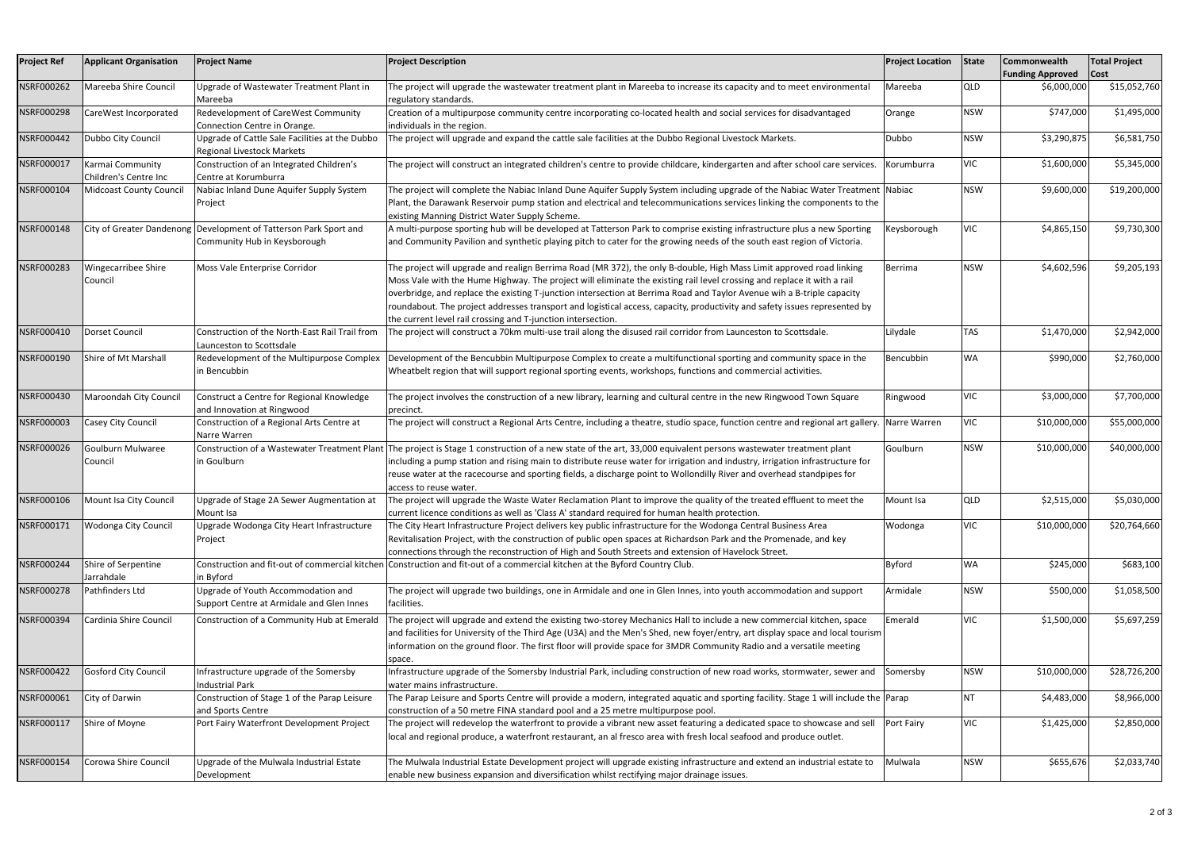| Project Ref | Applicant Organisation | Project Name | Project Description | Project Location | State | Commonwealth Funding Approved | Total Project Cost |
|---|---|---|---|---|---|---|---|
| NSRF000262 | Mareeba Shire Council | Upgrade of Wastewater Treatment Plant in Mareeba | The project will upgrade the wastewater treatment plant in Mareeba to increase its capacity and to meet environmental regulatory standards. | Mareeba | QLD | $6,000,000 | $15,052,760 |
| NSRF000298 | CareWest Incorporated | Redevelopment of CareWest Community Connection Centre in Orange. | Creation of a multipurpose community centre incorporating co-located health and social services for disadvantaged individuals in the region. | Orange | NSW | $747,000 | $1,495,000 |
| NSRF000442 | Dubbo City Council | Upgrade of Cattle Sale Facilities at the Dubbo Regional Livestock Markets | The project will upgrade and expand the cattle sale facilities at the Dubbo Regional Livestock Markets. | Dubbo | NSW | $3,290,875 | $6,581,750 |
| NSRF000017 | Karmai Community Children's Centre Inc | Construction of an Integrated Children's Centre at Korumburra | The project will construct an integrated children's centre to provide childcare, kindergarten and after school care services. | Korumburra | VIC | $1,600,000 | $5,345,000 |
| NSRF000104 | Midcoast County Council | Nabiac Inland Dune Aquifer Supply System Project | The project will complete the Nabiac Inland Dune Aquifer Supply System including upgrade of the Nabiac Water Treatment Plant, the Darawank Reservoir pump station and electrical and telecommunications services linking the components to the existing Manning District Water Supply Scheme. | Nabiac | NSW | $9,600,000 | $19,200,000 |
| NSRF000148 | City of Greater Dandenong | Development of Tatterson Park Sport and Community Hub in Keysborough | A multi-purpose sporting hub will be developed at Tatterson Park to comprise existing infrastructure plus a new Sporting and Community Pavilion and synthetic playing pitch to cater for the growing needs of the south east region of Victoria. | Keysborough | VIC | $4,865,150 | $9,730,300 |
| NSRF000283 | Wingecarribee Shire Council | Moss Vale Enterprise Corridor | The project will upgrade and realign Berrima Road (MR 372), the only B-double, High Mass Limit approved road linking Moss Vale with the Hume Highway. The project will eliminate the existing rail level crossing and replace it with a rail overbridge, and replace the existing T-junction intersection at Berrima Road and Taylor Avenue wih a B-triple capacity roundabout. The project addresses transport and logistical access, capacity, productivity and safety issues represented by the current level rail crossing and T-junction intersection. | Berrima | NSW | $4,602,596 | $9,205,193 |
| NSRF000410 | Dorset Council | Construction of the North-East Rail Trail from Launceston to Scottsdale | The project will construct a 70km multi-use trail along the disused rail corridor from Launceston to Scottsdale. | Lilydale | TAS | $1,470,000 | $2,942,000 |
| NSRF000190 | Shire of Mt Marshall | Redevelopment of the Multipurpose Complex in Bencubbin | Development of the Bencubbin Multipurpose Complex to create a multifunctional sporting and community space in the Wheatbelt region that will support regional sporting events, workshops, functions and commercial activities. | Bencubbin | WA | $990,000 | $2,760,000 |
| NSRF000430 | Maroondah City Council | Construct a Centre for Regional Knowledge and Innovation at Ringwood | The project involves the construction of a new library, learning and cultural centre in the new Ringwood Town Square precinct. | Ringwood | VIC | $3,000,000 | $7,700,000 |
| NSRF000003 | Casey City Council | Construction of a Regional Arts Centre at Narre Warren | The project will construct a Regional Arts Centre, including a theatre, studio space, function centre and regional art gallery. | Narre Warren | VIC | $10,000,000 | $55,000,000 |
| NSRF000026 | Goulburn Mulwaree Council | Construction of a Wastewater Treatment Plant in Goulburn | The project is Stage 1 construction of a new state of the art, 33,000 equivalent persons wastewater treatment plant including a pump station and rising main to distribute reuse water for irrigation and industry, irrigation infrastructure for reuse water at the racecourse and sporting fields, a discharge point to Wollondilly River and overhead standpipes for access to reuse water. | Goulburn | NSW | $10,000,000 | $40,000,000 |
| NSRF000106 | Mount Isa City Council | Upgrade of Stage 2A Sewer Augmentation at Mount Isa | The project will upgrade the Waste Water Reclamation Plant to improve the quality of the treated effluent to meet the current licence conditions as well as 'Class A' standard required for human health protection. | Mount Isa | QLD | $2,515,000 | $5,030,000 |
| NSRF000171 | Wodonga City Council | Upgrade Wodonga City Heart Infrastructure Project | The City Heart Infrastructure Project delivers key public infrastructure for the Wodonga Central Business Area Revitalisation Project, with the construction of public open spaces at Richardson Park and the Promenade, and key connections through the reconstruction of High and South Streets and extension of Havelock Street. | Wodonga | VIC | $10,000,000 | $20,764,660 |
| NSRF000244 | Shire of Serpentine Jarrahdale | Construction and fit-out of commercial kitchen in Byford | Construction and fit-out of a commercial kitchen at the Byford Country Club. | Byford | WA | $245,000 | $683,100 |
| NSRF000278 | Pathfinders Ltd | Upgrade of Youth Accommodation and Support Centre at Armidale and Glen Innes | The project will upgrade two buildings, one in Armidale and one in Glen Innes, into youth accommodation and support facilities. | Armidale | NSW | $500,000 | $1,058,500 |
| NSRF000394 | Cardinia Shire Council | Construction of a Community Hub at Emerald | The project will upgrade and extend the existing two-storey Mechanics Hall to include a new commercial kitchen, space and facilities for University of the Third Age (U3A) and the Men's Shed, new foyer/entry, art display space and local tourism information on the ground floor. The first floor will provide space for 3MDR Community Radio and a versatile meeting space. | Emerald | VIC | $1,500,000 | $5,697,259 |
| NSRF000422 | Gosford City Council | Infrastructure upgrade of the Somersby Industrial Park | Infrastructure upgrade of the Somersby Industrial Park, including construction of new road works, stormwater, sewer and water mains infrastructure. | Somersby | NSW | $10,000,000 | $28,726,200 |
| NSRF000061 | City of Darwin | Construction of Stage 1 of the Parap Leisure and Sports Centre | The Parap Leisure and Sports Centre will provide a modern, integrated aquatic and sporting facility. Stage 1 will include the construction of a 50 metre FINA standard pool and a 25 metre multipurpose pool. | Parap | NT | $4,483,000 | $8,966,000 |
| NSRF000117 | Shire of Moyne | Port Fairy Waterfront Development Project | The project will redevelop the waterfront to provide a vibrant new asset featuring a dedicated space to showcase and sell local and regional produce, a waterfront restaurant, an al fresco area with fresh local seafood and produce outlet. | Port Fairy | VIC | $1,425,000 | $2,850,000 |
| NSRF000154 | Corowa Shire Council | Upgrade of the Mulwala Industrial Estate Development | The Mulwala Industrial Estate Development project will upgrade existing infrastructure and extend an industrial estate to enable new business expansion and diversification whilst rectifying major drainage issues. | Mulwala | NSW | $655,676 | $2,033,740 |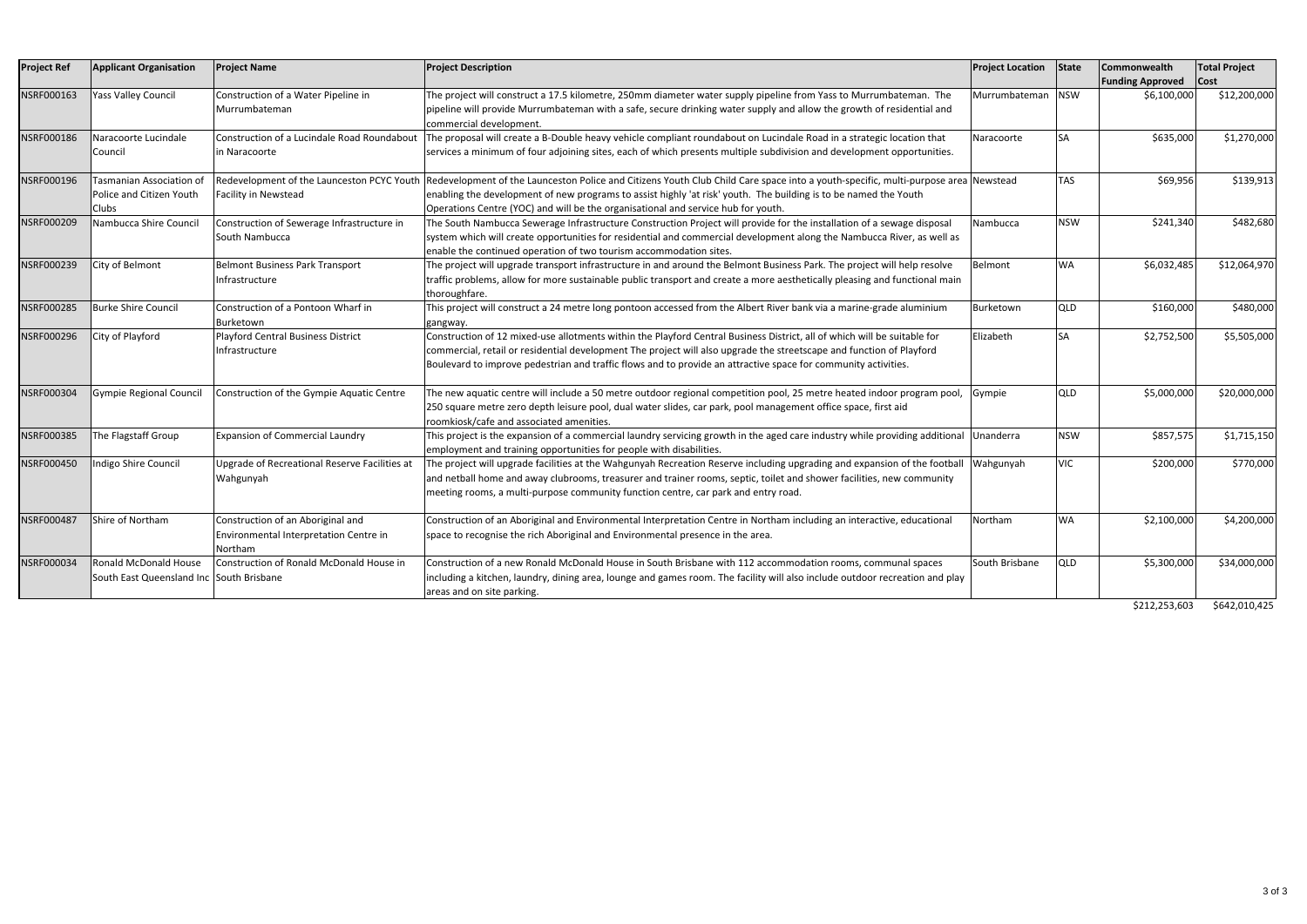| Project Ref | Applicant Organisation | Project Name | Project Description | Project Location | State | Commonwealth Funding Approved | Total Project Cost |
|---|---|---|---|---|---|---|---|
| NSRF000163 | Yass Valley Council | Construction of a Water Pipeline in Murrumbateman | The project will construct a 17.5 kilometre, 250mm diameter water supply pipeline from Yass to Murrumbateman. The pipeline will provide Murrumbateman with a safe, secure drinking water supply and allow the growth of residential and commercial development. | Murrumbateman | NSW | $6,100,000 | $12,200,000 |
| NSRF000186 | Naracoorte Lucindale Council | Construction of a Lucindale Road Roundabout in Naracoorte | The proposal will create a B-Double heavy vehicle compliant roundabout on Lucindale Road in a strategic location that services a minimum of four adjoining sites, each of which presents multiple subdivision and development opportunities. | Naracoorte | SA | $635,000 | $1,270,000 |
| NSRF000196 | Tasmanian Association of Police and Citizen Youth Clubs | Redevelopment of the Launceston PCYC Youth Facility in Newstead | Redevelopment of the Launceston Police and Citizens Youth Club Child Care space into a youth-specific, multi-purpose area enabling the development of new programs to assist highly 'at risk' youth. The building is to be named the Youth Operations Centre (YOC) and will be the organisational and service hub for youth. | Newstead | TAS | $69,956 | $139,913 |
| NSRF000209 | Nambucca Shire Council | Construction of Sewerage Infrastructure in South Nambucca | The South Nambucca Sewerage Infrastructure Construction Project will provide for the installation of a sewage disposal system which will create opportunities for residential and commercial development along the Nambucca River, as well as enable the continued operation of two tourism accommodation sites. | Nambucca | NSW | $241,340 | $482,680 |
| NSRF000239 | City of Belmont | Belmont Business Park Transport Infrastructure | The project will upgrade transport infrastructure in and around the Belmont Business Park. The project will help resolve traffic problems, allow for more sustainable public transport and create a more aesthetically pleasing and functional main thoroughfare. | Belmont | WA | $6,032,485 | $12,064,970 |
| NSRF000285 | Burke Shire Council | Construction of a Pontoon Wharf in Burketown | This project will construct a 24 metre long pontoon accessed from the Albert River bank via a marine-grade aluminium gangway. | Burketown | QLD | $160,000 | $480,000 |
| NSRF000296 | City of Playford | Playford Central Business District Infrastructure | Construction of 12 mixed-use allotments within the Playford Central Business District, all of which will be suitable for commercial, retail or residential development The project will also upgrade the streetscape and function of Playford Boulevard to improve pedestrian and traffic flows and to provide an attractive space for community activities. | Elizabeth | SA | $2,752,500 | $5,505,000 |
| NSRF000304 | Gympie Regional Council | Construction of the Gympie Aquatic Centre | The new aquatic centre will include a 50 metre outdoor regional competition pool, 25 metre heated indoor program pool, 250 square metre zero depth leisure pool, dual water slides, car park, pool management office space, first aid roomkiosk/cafe and associated amenities. | Gympie | QLD | $5,000,000 | $20,000,000 |
| NSRF000385 | The Flagstaff Group | Expansion of Commercial Laundry | This project is the expansion of a commercial laundry servicing growth in the aged care industry while providing additional employment and training opportunities for people with disabilities. | Unanderra | NSW | $857,575 | $1,715,150 |
| NSRF000450 | Indigo Shire Council | Upgrade of Recreational Reserve Facilities at Wahgunyah | The project will upgrade facilities at the Wahgunyah Recreation Reserve including upgrading and expansion of the football and netball home and away clubrooms, treasurer and trainer rooms, septic, toilet and shower facilities, new community meeting rooms, a multi-purpose community function centre, car park and entry road. | Wahgunyah | VIC | $200,000 | $770,000 |
| NSRF000487 | Shire of Northam | Construction of an Aboriginal and Environmental Interpretation Centre in Northam | Construction of an Aboriginal and Environmental Interpretation Centre in Northam including an interactive, educational space to recognise the rich Aboriginal and Environmental presence in the area. | Northam | WA | $2,100,000 | $4,200,000 |
| NSRF000034 | Ronald McDonald House South East Queensland Inc | Construction of Ronald McDonald House in South Brisbane | Construction of a new Ronald McDonald House in South Brisbane with 112 accommodation rooms, communal spaces including a kitchen, laundry, dining area, lounge and games room. The facility will also include outdoor recreation and play areas and on site parking. | South Brisbane | QLD | $5,300,000 | $34,000,000 |
| | | | | | | $212,253,603 | $642,010,425 |